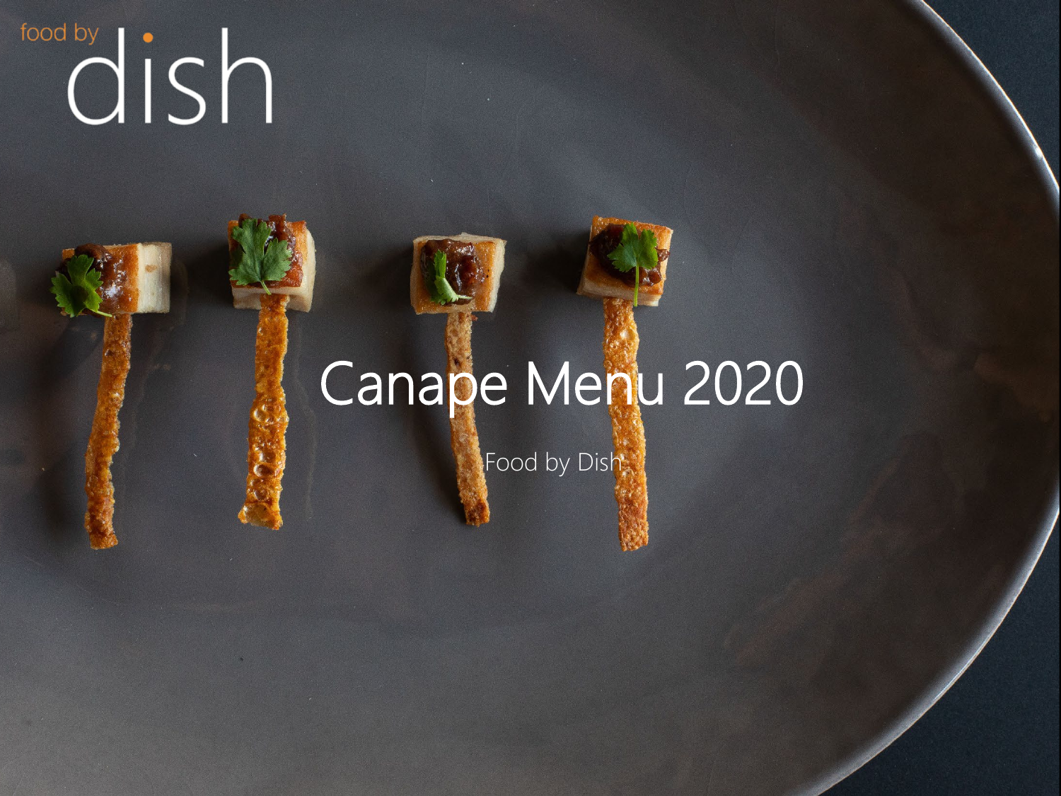food by dish

# Canape Menu 2020

Food by Dish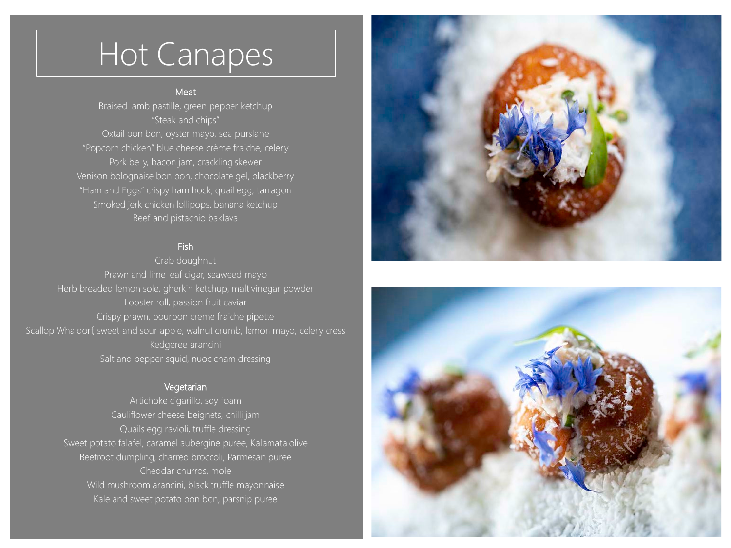# Hot Canapes

## Meat

Braised lamb pastille, green pepper ketchup
"Steak and chips"
Oxtail bon bon, oyster mayo, sea purslane
"Popcorn chicken" blue cheese crème fraiche, celery
Pork belly, bacon jam, crackling skewer
Venison bolognaise bon bon, chocolate gel, blackberry
"Ham and Eggs" crispy ham hock, quail egg, tarragon
Smoked jerk chicken lollipops, banana ketchup
Beef and pistachio baklava

## Fish

Crab doughnut
Prawn and lime leaf cigar, seaweed mayo
Herb breaded lemon sole, gherkin ketchup, malt vinegar powder
Lobster roll, passion fruit caviar
Crispy prawn, bourbon creme fraiche pipette
Scallop Whaldorf, sweet and sour apple, walnut crumb, lemon mayo, celery cress
Kedgeree arancini
Salt and pepper squid, nuoc cham dressing

## Vegetarian

Artichoke cigarillo, soy foam
Cauliflower cheese beignets, chilli jam
Quails egg ravioli, truffle dressing
Sweet potato falafel, caramel aubergine puree, Kalamata olive
Beetroot dumpling, charred broccoli, Parmesan puree
Cheddar churros, mole
Wild mushroom arancini, black truffle mayonnaise
Kale and sweet potato bon bon, parsnip puree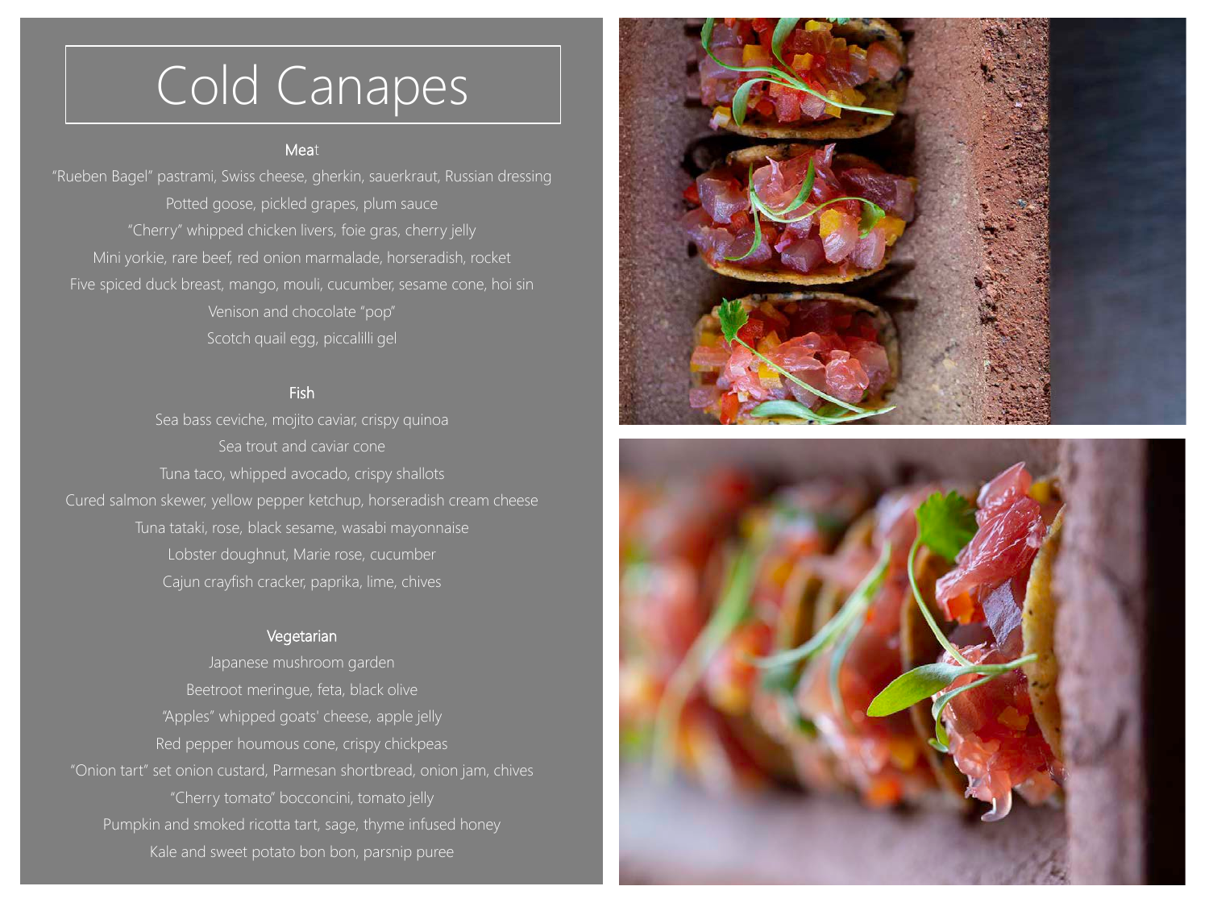# Cold Canapes

### Meat

"Rueben Bagel" pastrami, Swiss cheese, gherkin, sauerkraut, Russian dressing

Potted goose, pickled grapes, plum sauce

"Cherry" whipped chicken livers, foie gras, cherry jelly

Mini yorkie, rare beef, red onion marmalade, horseradish, rocket

Five spiced duck breast, mango, mouli, cucumber, sesame cone, hoi sin

Venison and chocolate "pop"

Scotch quail egg, piccalilli gel

### Fish

Sea bass ceviche, mojito caviar, crispy quinoa

Sea trout and caviar cone

Tuna taco, whipped avocado, crispy shallots

Cured salmon skewer, yellow pepper ketchup, horseradish cream cheese

Tuna tataki, rose, black sesame, wasabi mayonnaise

Lobster doughnut, Marie rose, cucumber

Cajun crayfish cracker, paprika, lime, chives

### Vegetarian

Japanese mushroom garden

Beetroot meringue, feta, black olive

"Apples" whipped goats' cheese, apple jelly

Red pepper houmous cone, crispy chickpeas

"Onion tart" set onion custard, Parmesan shortbread, onion jam, chives

"Cherry tomato" bocconcini, tomato jelly

Pumpkin and smoked ricotta tart, sage, thyme infused honey

Kale and sweet potato bon bon, parsnip puree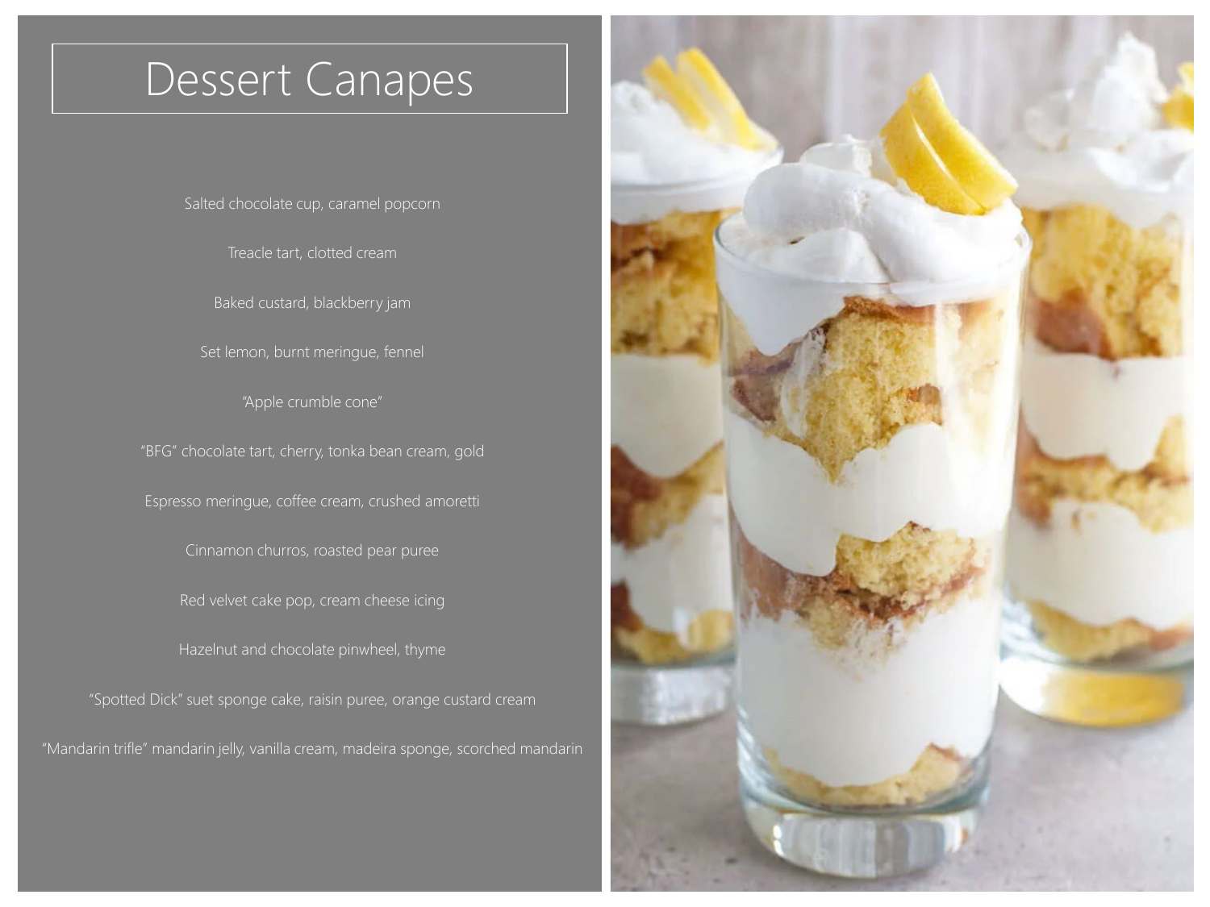# Dessert Canapes

Salted chocolate cup, caramel popcorn

Treacle tart, clotted cream

Baked custard, blackberry jam

Set lemon, burnt meringue, fennel

"Apple crumble cone"

"BFG" chocolate tart, cherry, tonka bean cream, gold

Espresso meringue, coffee cream, crushed amoretti

Cinnamon churros, roasted pear puree

Red velvet cake pop, cream cheese icing

Hazelnut and chocolate pinwheel, thyme

"Spotted Dick" suet sponge cake, raisin puree, orange custard cream

"Mandarin trifle" mandarin jelly, vanilla cream, madeira sponge, scorched mandarin